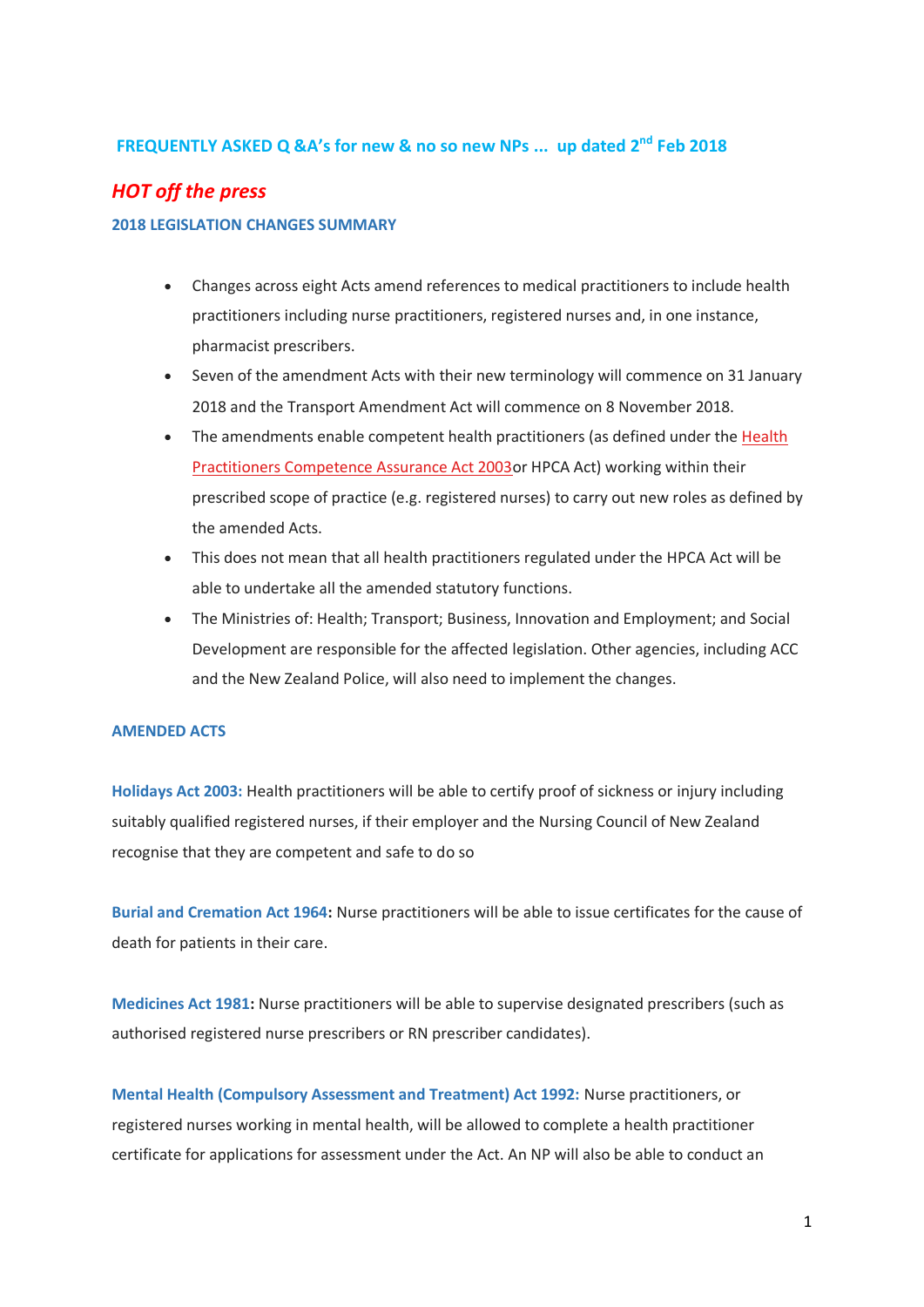## FREQUENTLY ASKED Q &A's for new & no so new NPs ... up dated 2nd Feb 2018

### *HOT off the press*

#### 2018 LEGISLATION CHANGES SUMMARY

- Changes across eight Acts amend references to medical practitioners to include health practitioners including nurse practitioners, registered nurses and, in one instance, pharmacist prescribers.
- Seven of the amendment Acts with their new terminology will commence on 31 January 2018 and the Transport Amendment Act will commence on 8 November 2018.
- The amendments enable competent health practitioners (as defined under the Health Practitioners Competence Assurance Act 2003or HPCA Act) working within their prescribed scope of practice (e.g. registered nurses) to carry out new roles as defined by the amended Acts.
- This does not mean that all health practitioners regulated under the HPCA Act will be able to undertake all the amended statutory functions.
- The Ministries of: Health; Transport; Business, Innovation and Employment; and Social Development are responsible for the affected legislation. Other agencies, including ACC and the New Zealand Police, will also need to implement the changes.

#### AMENDED ACTS

**Holidays Act 2003:** Health practitioners will be able to certify proof of sickness or injury including suitably qualified registered nurses, if their employer and the Nursing Council of New Zealand recognise that they are competent and safe to do so

**Burial and Cremation Act 1964:** Nurse practitioners will be able to issue certificates for the cause of death for patients in their care.

**Medicines Act 1981:** Nurse practitioners will be able to supervise designated prescribers (such as authorised registered nurse prescribers or RN prescriber candidates).

**Mental Health (Compulsory Assessment and Treatment) Act 1992:** Nurse practitioners, or registered nurses working in mental health, will be allowed to complete a health practitioner certificate for applications for assessment under the Act. An NP will also be able to conduct an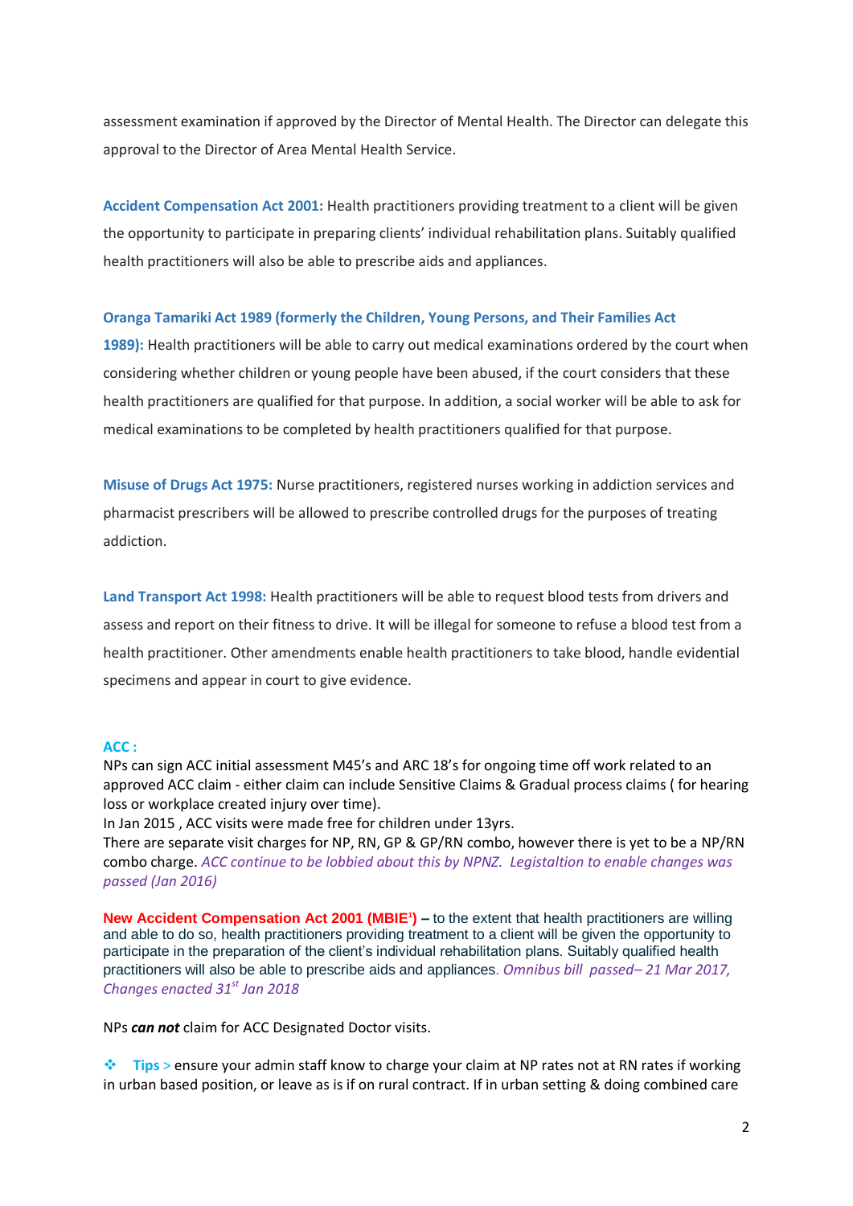assessment examination if approved by the Director of Mental Health. The Director can delegate this approval to the Director of Area Mental Health Service.

**Accident Compensation Act 2001:** Health practitioners providing treatment to a client will be given the opportunity to participate in preparing clients' individual rehabilitation plans. Suitably qualified health practitioners will also be able to prescribe aids and appliances.

**Oranga Tamariki Act 1989 (formerly the Children, Young Persons, and Their Families Act 1989):** Health practitioners will be able to carry out medical examinations ordered by the court when considering whether children or young people have been abused, if the court considers that these health practitioners are qualified for that purpose. In addition, a social worker will be able to ask for medical examinations to be completed by health practitioners qualified for that purpose.

**Misuse of Drugs Act 1975:** Nurse practitioners, registered nurses working in addiction services and pharmacist prescribers will be allowed to prescribe controlled drugs for the purposes of treating addiction.

**Land Transport Act 1998:** Health practitioners will be able to request blood tests from drivers and assess and report on their fitness to drive. It will be illegal for someone to refuse a blood test from a health practitioner. Other amendments enable health practitioners to take blood, handle evidential specimens and appear in court to give evidence.

**ACC :**

NPs can sign ACC initial assessment M45's and ARC 18's for ongoing time off work related to an approved ACC claim - either claim can include Sensitive Claims & Gradual process claims ( for hearing loss or workplace created injury over time).

In Jan 2015 , ACC visits were made free for children under 13yrs.

There are separate visit charges for NP, RN, GP & GP/RN combo, however there is yet to be a NP/RN combo charge. *ACC continue to be lobbied about this by NPNZ. Legistaltion to enable changes was passed (Jan 2016)*

**New Accident Compensation Act 2001 (MBIE[1])** – to the extent that health practitioners are willing and able to do so, health practitioners providing treatment to a client will be given the opportunity to participate in the preparation of the client's individual rehabilitation plans. Suitably qualified health practitioners will also be able to prescribe aids and appliances. *Omnibus bill passed– 21 Mar 2017, Changes enacted 31st Jan 2018*

NPs ***can not*** claim for ACC Designated Doctor visits.

- **Tips >** ensure your admin staff know to charge your claim at NP rates not at RN rates if working in urban based position, or leave as is if on rural contract. If in urban setting & doing combined care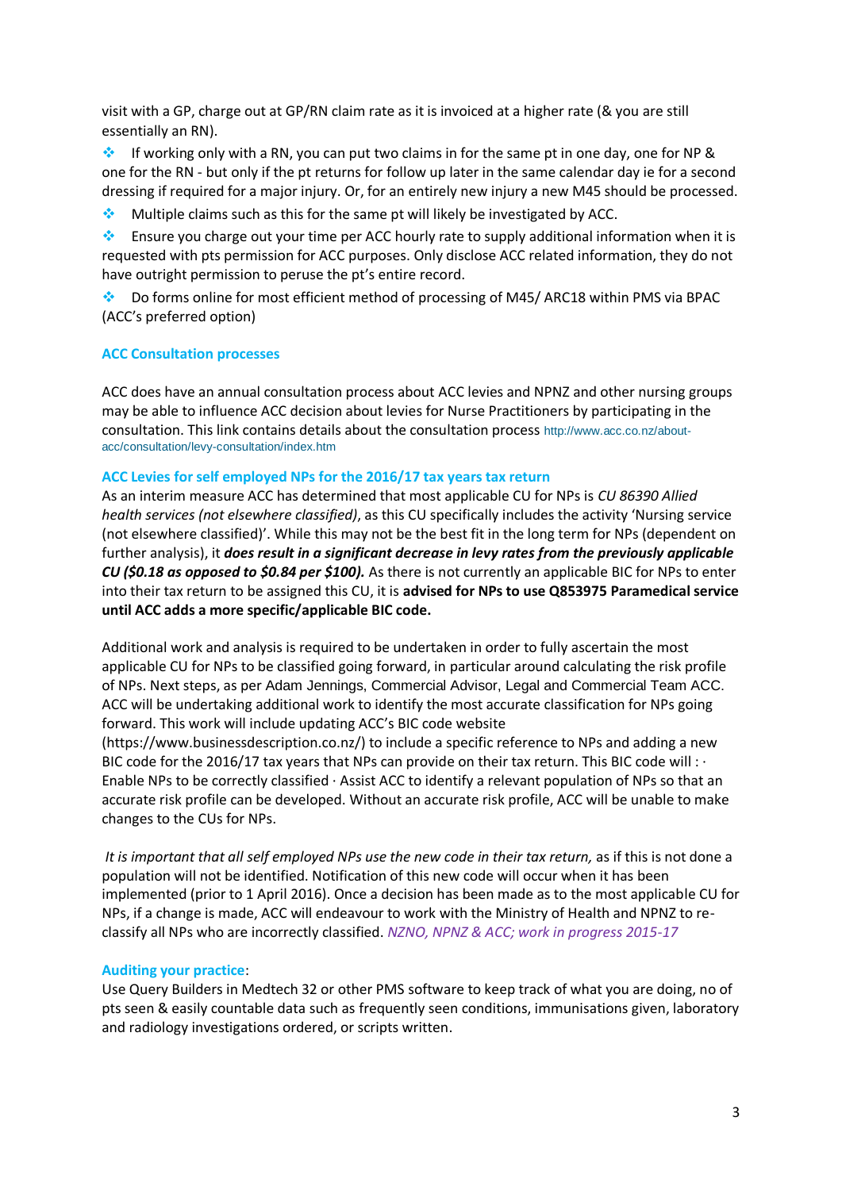visit with a GP, charge out at GP/RN claim rate as it is invoiced at a higher rate (& you are still essentially an RN).

- If working only with a RN, you can put two claims in for the same pt in one day, one for NP & one for the RN - but only if the pt returns for follow up later in the same calendar day ie for a second dressing if required for a major injury. Or, for an entirely new injury a new M45 should be processed.
- Multiple claims such as this for the same pt will likely be investigated by ACC.
- Ensure you charge out your time per ACC hourly rate to supply additional information when it is requested with pts permission for ACC purposes. Only disclose ACC related information, they do not have outright permission to peruse the pt's entire record.
- Do forms online for most efficient method of processing of M45/ ARC18 within PMS via BPAC (ACC's preferred option)

### ACC Consultation processes

ACC does have an annual consultation process about ACC levies and NPNZ and other nursing groups may be able to influence ACC decision about levies for Nurse Practitioners by participating in the consultation. This link contains details about the consultation process http://www.acc.co.nz/about-acc/consultation/levy-consultation/index.htm

### ACC Levies for self employed NPs for the 2016/17 tax years tax return

As an interim measure ACC has determined that most applicable CU for NPs is *CU 86390 Allied health services (not elsewhere classified)*, as this CU specifically includes the activity 'Nursing service (not elsewhere classified)'. While this may not be the best fit in the long term for NPs (dependent on further analysis), it ***does result in a significant decrease in levy rates from the previously applicable CU ($0.18 as opposed to $0.84 per $100).*** As there is not currently an applicable BIC for NPs to enter into their tax return to be assigned this CU, it is **advised for NPs to use Q853975 Paramedical service until ACC adds a more specific/applicable BIC code.**

Additional work and analysis is required to be undertaken in order to fully ascertain the most applicable CU for NPs to be classified going forward, in particular around calculating the risk profile of NPs. Next steps, as per Adam Jennings, Commercial Advisor, Legal and Commercial Team ACC. ACC will be undertaking additional work to identify the most accurate classification for NPs going forward. This work will include updating ACC's BIC code website (https://www.businessdescription.co.nz/) to include a specific reference to NPs and adding a new BIC code for the 2016/17 tax years that NPs can provide on their tax return. This BIC code will : · Enable NPs to be correctly classified · Assist ACC to identify a relevant population of NPs so that an accurate risk profile can be developed. Without an accurate risk profile, ACC will be unable to make changes to the CUs for NPs.

*It is important that all self employed NPs use the new code in their tax return,* as if this is not done a population will not be identified. Notification of this new code will occur when it has been implemented (prior to 1 April 2016). Once a decision has been made as to the most applicable CU for NPs, if a change is made, ACC will endeavour to work with the Ministry of Health and NPNZ to re-classify all NPs who are incorrectly classified. *NZNO, NPNZ & ACC; work in progress 2015-17*

### Auditing your practice:

Use Query Builders in Medtech 32 or other PMS software to keep track of what you are doing, no of pts seen & easily countable data such as frequently seen conditions, immunisations given, laboratory and radiology investigations ordered, or scripts written.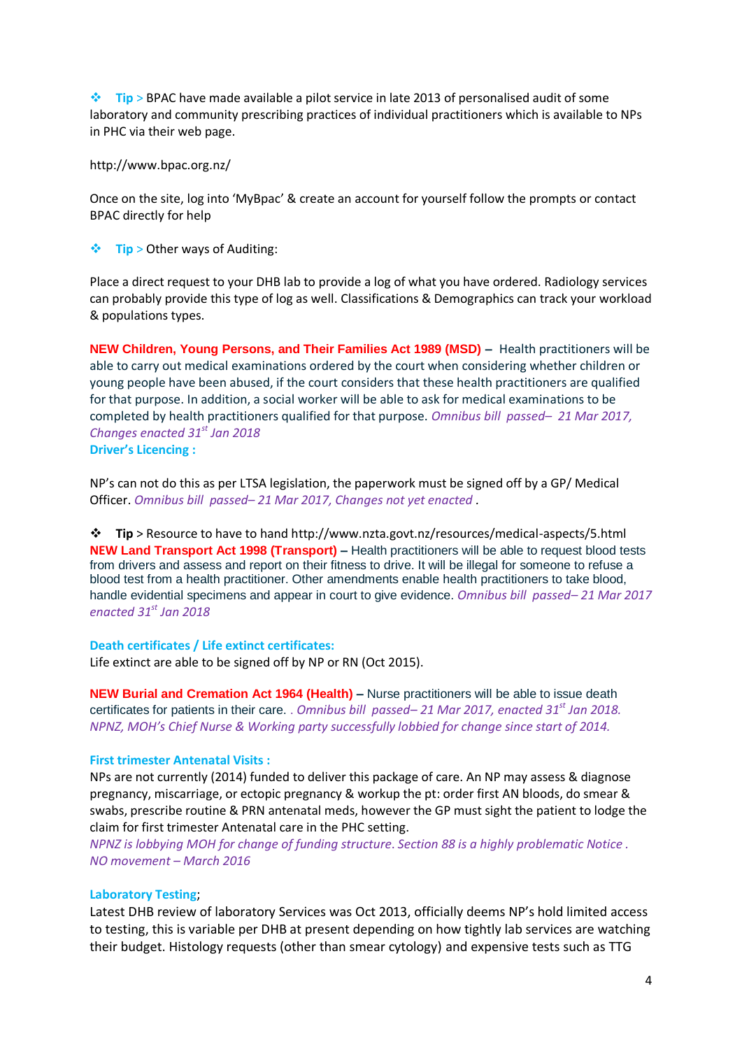❖ **Tip >** BPAC have made available a pilot service in late 2013 of personalised audit of some laboratory and community prescribing practices of individual practitioners which is available to NPs in PHC via their web page.

http://www.bpac.org.nz/

Once on the site, log into 'MyBpac' & create an account for yourself follow the prompts or contact BPAC directly for help

❖ **Tip >** Other ways of Auditing:

Place a direct request to your DHB lab to provide a log of what you have ordered. Radiology services can probably provide this type of log as well. Classifications & Demographics can track your workload & populations types.

**NEW Children, Young Persons, and Their Families Act 1989 (MSD) –** Health practitioners will be able to carry out medical examinations ordered by the court when considering whether children or young people have been abused, if the court considers that these health practitioners are qualified for that purpose. In addition, a social worker will be able to ask for medical examinations to be completed by health practitioners qualified for that purpose. *Omnibus bill passed– 21 Mar 2017, Changes enacted 31st Jan 2018*

**Driver's Licencing :**

NP's can not do this as per LTSA legislation, the paperwork must be signed off by a GP/ Medical Officer. *Omnibus bill passed– 21 Mar 2017, Changes not yet enacted .*

❖ **Tip >** Resource to have to hand http://www.nzta.govt.nz/resources/medical-aspects/5.html

**NEW Land Transport Act 1998 (Transport) –** Health practitioners will be able to request blood tests from drivers and assess and report on their fitness to drive. It will be illegal for someone to refuse a blood test from a health practitioner. Other amendments enable health practitioners to take blood, handle evidential specimens and appear in court to give evidence. *Omnibus bill passed– 21 Mar 2017 enacted 31st Jan 2018*

**Death certificates / Life extinct certificates:**

Life extinct are able to be signed off by NP or RN (Oct 2015).

**NEW Burial and Cremation Act 1964 (Health) –** Nurse practitioners will be able to issue death certificates for patients in their care. *. Omnibus bill passed– 21 Mar 2017, enacted 31st Jan 2018. NPNZ, MOH's Chief Nurse & Working party successfully lobbied for change since start of 2014.*

**First trimester Antenatal Visits :**

NPs are not currently (2014) funded to deliver this package of care. An NP may assess & diagnose pregnancy, miscarriage, or ectopic pregnancy & workup the pt: order first AN bloods, do smear & swabs, prescribe routine & PRN antenatal meds, however the GP must sight the patient to lodge the claim for first trimester Antenatal care in the PHC setting.

*NPNZ is lobbying MOH for change of funding structure. Section 88 is a highly problematic Notice . NO movement – March 2016*

**Laboratory Testing**;

Latest DHB review of laboratory Services was Oct 2013, officially deems NP's hold limited access to testing, this is variable per DHB at present depending on how tightly lab services are watching their budget. Histology requests (other than smear cytology) and expensive tests such as TTG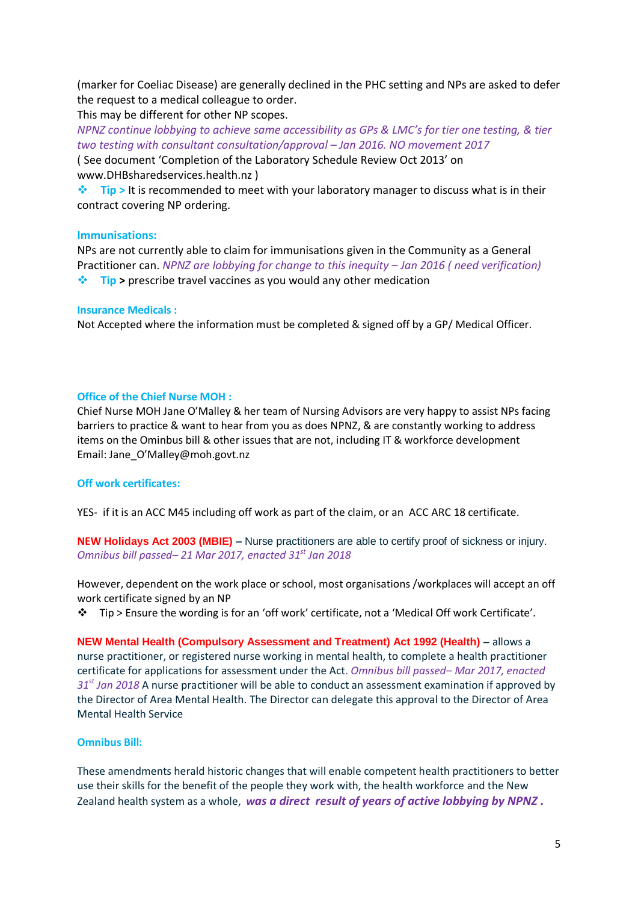(marker for Coeliac Disease) are generally declined in the PHC setting and NPs are asked to defer the request to a medical colleague to order.
This may be different for other NP scopes.
*NPNZ continue lobbying to achieve same accessibility as GPs & LMC's for tier one testing, & tier two testing with consultant consultation/approval – Jan 2016. NO movement 2017*
( See document 'Completion of the Laboratory Schedule Review Oct 2013' on www.DHBsharedservices.health.nz )

- **Tip >** It is recommended to meet with your laboratory manager to discuss what is in their contract covering NP ordering.

**Immunisations:**

NPs are not currently able to claim for immunisations given in the Community as a General Practitioner can. *NPNZ are lobbying for change to this inequity – Jan 2016 ( need verification)*

- **Tip >** prescribe travel vaccines as you would any other medication

**Insurance Medicals :**

Not Accepted where the information must be completed & signed off by a GP/ Medical Officer.

**Office of the Chief Nurse MOH :**

Chief Nurse MOH Jane O'Malley & her team of Nursing Advisors are very happy to assist NPs facing barriers to practice & want to hear from you as does NPNZ, & are constantly working to address items on the Ominbus bill & other issues that are not, including IT & workforce development
Email: Jane_O'Malley@moh.govt.nz

**Off work certificates:**

YES- if it is an ACC M45 including off work as part of the claim, or an ACC ARC 18 certificate.

**NEW Holidays Act 2003 (MBIE) –** Nurse practitioners are able to certify proof of sickness or injury. *Omnibus bill passed– 21 Mar 2017, enacted 31st Jan 2018*

However, dependent on the work place or school, most organisations /workplaces will accept an off work certificate signed by an NP

- Tip > Ensure the wording is for an 'off work' certificate, not a 'Medical Off work Certificate'.

**NEW Mental Health (Compulsory Assessment and Treatment) Act 1992 (Health) –** allows a nurse practitioner, or registered nurse working in mental health, to complete a health practitioner certificate for applications for assessment under the Act. *Omnibus bill passed– Mar 2017, enacted 31st Jan 2018* A nurse practitioner will be able to conduct an assessment examination if approved by the Director of Area Mental Health. The Director can delegate this approval to the Director of Area Mental Health Service

**Omnibus Bill:**

These amendments herald historic changes that will enable competent health practitioners to better use their skills for the benefit of the people they work with, the health workforce and the New Zealand health system as a whole, ***was a direct result of years of active lobbying by NPNZ .***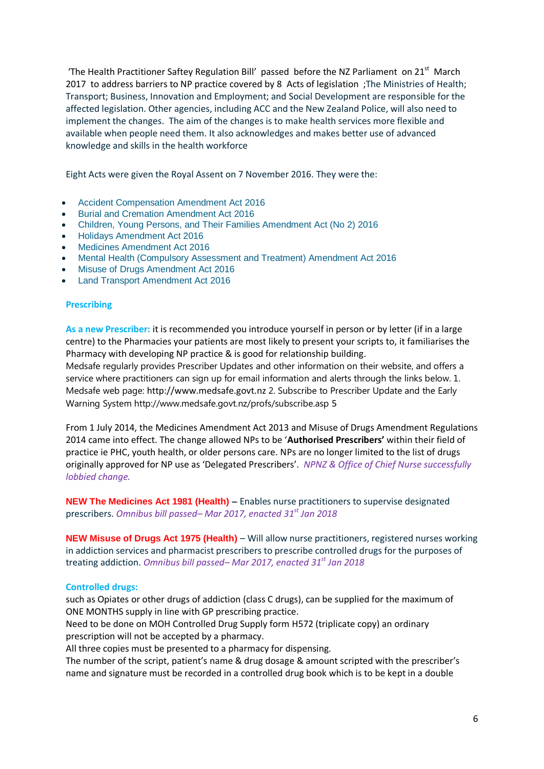'The Health Practitioner Saftey Regulation Bill' passed before the NZ Parliament on 21st March 2017 to address barriers to NP practice covered by 8 Acts of legislation ;The Ministries of Health; Transport; Business, Innovation and Employment; and Social Development are responsible for the affected legislation. Other agencies, including ACC and the New Zealand Police, will also need to implement the changes. The aim of the changes is to make health services more flexible and available when people need them. It also acknowledges and makes better use of advanced knowledge and skills in the health workforce

Eight Acts were given the Royal Assent on 7 November 2016. They were the:

- Accident Compensation Amendment Act 2016
- Burial and Cremation Amendment Act 2016
- Children, Young Persons, and Their Families Amendment Act (No 2) 2016
- Holidays Amendment Act 2016
- Medicines Amendment Act 2016
- Mental Health (Compulsory Assessment and Treatment) Amendment Act 2016
- Misuse of Drugs Amendment Act 2016
- Land Transport Amendment Act 2016

### Prescribing

**As a new Prescriber:** it is recommended you introduce yourself in person or by letter (if in a large centre) to the Pharmacies your patients are most likely to present your scripts to, it familiarises the Pharmacy with developing NP practice & is good for relationship building.
Medsafe regularly provides Prescriber Updates and other information on their website, and offers a service where practitioners can sign up for email information and alerts through the links below. 1. Medsafe web page: http://www.medsafe.govt.nz 2. Subscribe to Prescriber Update and the Early Warning System http://www.medsafe.govt.nz/profs/subscribe.asp 5

From 1 July 2014, the Medicines Amendment Act 2013 and Misuse of Drugs Amendment Regulations 2014 came into effect. The change allowed NPs to be '**Authorised Prescribers'** within their field of practice ie PHC, youth health, or older persons care. NPs are no longer limited to the list of drugs originally approved for NP use as 'Delegated Prescribers'. *NPNZ & Office of Chief Nurse successfully lobbied change.*

**NEW The Medicines Act 1981 (Health)** – Enables nurse practitioners to supervise designated prescribers. *Omnibus bill passed– Mar 2017, enacted 31st Jan 2018*

**NEW Misuse of Drugs Act 1975 (Health)** – Will allow nurse practitioners, registered nurses working in addiction services and pharmacist prescribers to prescribe controlled drugs for the purposes of treating addiction. *Omnibus bill passed– Mar 2017, enacted 31st Jan 2018*

**Controlled drugs:**
such as Opiates or other drugs of addiction (class C drugs), can be supplied for the maximum of ONE MONTHS supply in line with GP prescribing practice.
Need to be done on MOH Controlled Drug Supply form H572 (triplicate copy) an ordinary prescription will not be accepted by a pharmacy.
All three copies must be presented to a pharmacy for dispensing.
The number of the script, patient's name & drug dosage & amount scripted with the prescriber's name and signature must be recorded in a controlled drug book which is to be kept in a double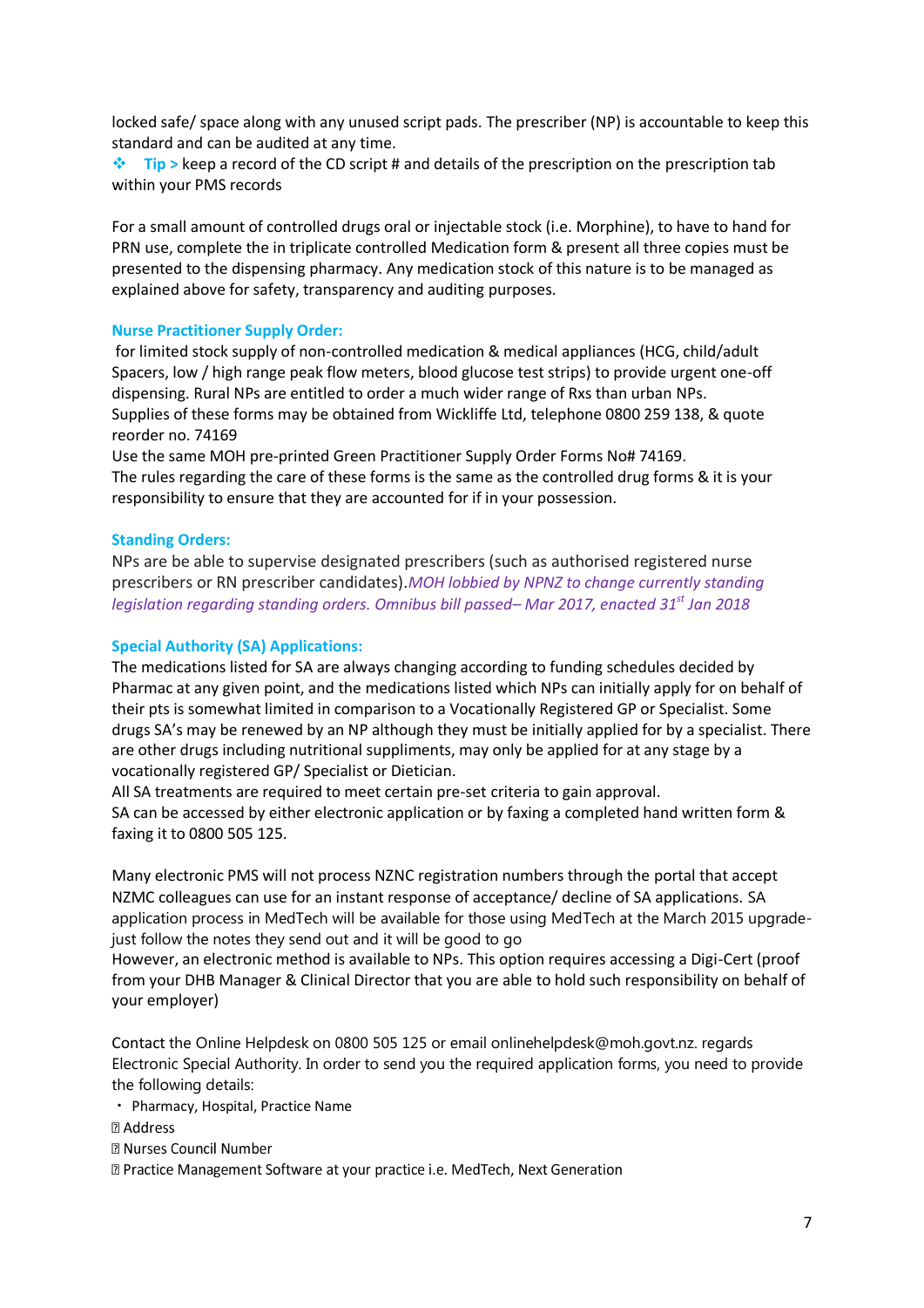locked safe/ space along with any unused script pads. The prescriber (NP) is accountable to keep this standard and can be audited at any time.

❖ **Tip >** keep a record of the CD script # and details of the prescription on the prescription tab within your PMS records

For a small amount of controlled drugs oral or injectable stock (i.e. Morphine), to have to hand for PRN use, complete the in triplicate controlled Medication form & present all three copies must be presented to the dispensing pharmacy. Any medication stock of this nature is to be managed as explained above for safety, transparency and auditing purposes.

**Nurse Practitioner Supply Order:**

for limited stock supply of non-controlled medication & medical appliances (HCG, child/adult Spacers, low / high range peak flow meters, blood glucose test strips) to provide urgent one-off dispensing. Rural NPs are entitled to order a much wider range of Rxs than urban NPs.
Supplies of these forms may be obtained from Wickliffe Ltd, telephone 0800 259 138, & quote reorder no. 74169
Use the same MOH pre-printed Green Practitioner Supply Order Forms No# 74169.
The rules regarding the care of these forms is the same as the controlled drug forms & it is your responsibility to ensure that they are accounted for if in your possession.

**Standing Orders:**

NPs are be able to supervise designated prescribers (such as authorised registered nurse prescribers or RN prescriber candidates).*MOH lobbied by NPNZ to change currently standing legislation regarding standing orders. Omnibus bill passed– Mar 2017, enacted 31st Jan 2018*

**Special Authority (SA) Applications:**

The medications listed for SA are always changing according to funding schedules decided by Pharmac at any given point, and the medications listed which NPs can initially apply for on behalf of their pts is somewhat limited in comparison to a Vocationally Registered GP or Specialist. Some drugs SA's may be renewed by an NP although they must be initially applied for by a specialist. There are other drugs including nutritional suppliments, may only be applied for at any stage by a vocationally registered GP/ Specialist or Dietician.
All SA treatments are required to meet certain pre-set criteria to gain approval.
SA can be accessed by either electronic application or by faxing a completed hand written form & faxing it to 0800 505 125.

Many electronic PMS will not process NZNC registration numbers through the portal that accept NZMC colleagues can use for an instant response of acceptance/ decline of SA applications. SA application process in MedTech will be available for those using MedTech at the March 2015 upgrade- just follow the notes they send out and it will be good to go
However, an electronic method is available to NPs. This option requires accessing a Digi-Cert (proof from your DHB Manager & Clinical Director that you are able to hold such responsibility on behalf of your employer)

Contact the Online Helpdesk on 0800 505 125 or email onlinehelpdesk@moh.govt.nz. regards Electronic Special Authority. In order to send you the required application forms, you need to provide the following details:

- Pharmacy, Hospital, Practice Name
- Address
- Nurses Council Number
- Practice Management Software at your practice i.e. MedTech, Next Generation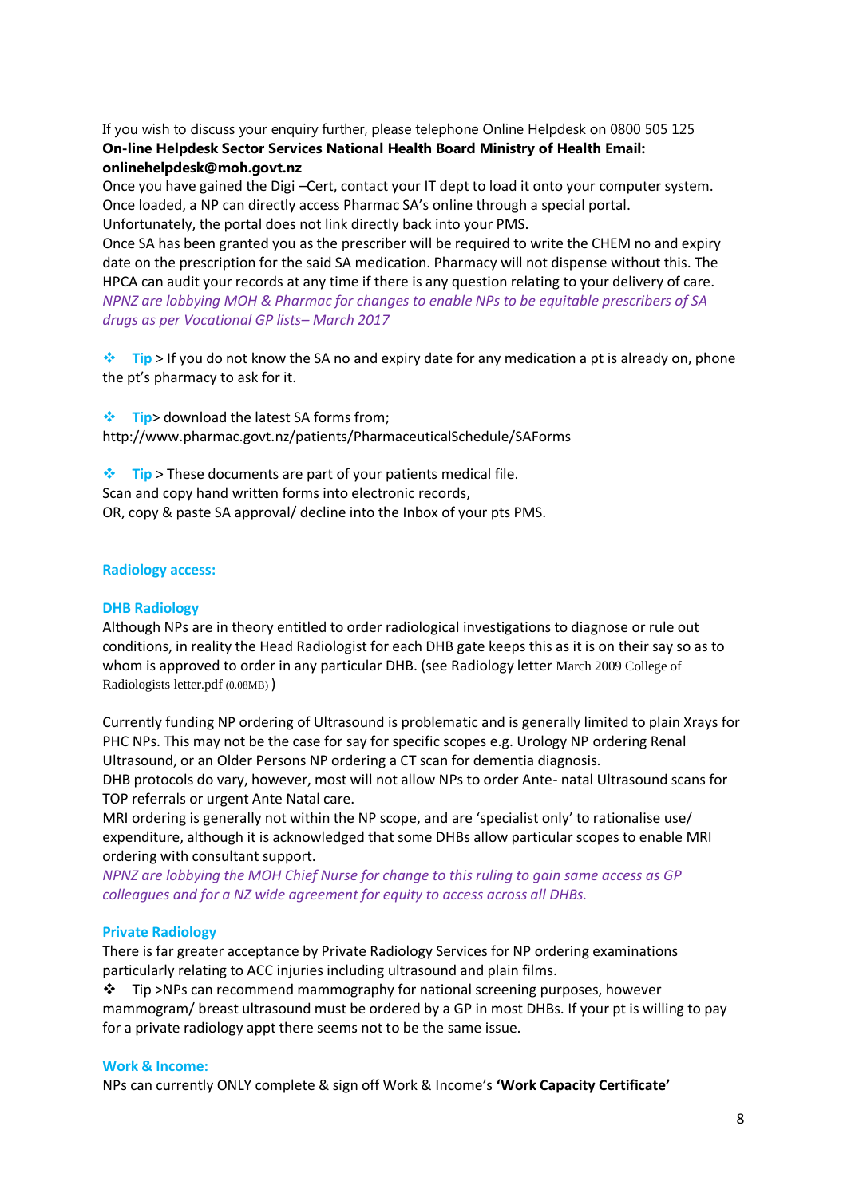If you wish to discuss your enquiry further, please telephone Online Helpdesk on 0800 505 125
**On-line Helpdesk Sector Services National Health Board Ministry of Health Email: onlinehelpdesk@moh.govt.nz**
Once you have gained the Digi –Cert, contact your IT dept to load it onto your computer system.
Once loaded, a NP can directly access Pharmac SA's online through a special portal.
Unfortunately, the portal does not link directly back into your PMS.
Once SA has been granted you as the prescriber will be required to write the CHEM no and expiry date on the prescription for the said SA medication. Pharmacy will not dispense without this. The HPCA can audit your records at any time if there is any question relating to your delivery of care.
*NPNZ are lobbying MOH & Pharmac for changes to enable NPs to be equitable prescribers of SA drugs as per Vocational GP lists– March 2017*

❖ **Tip** > If you do not know the SA no and expiry date for any medication a pt is already on, phone the pt's pharmacy to ask for it.

❖ **Tip**> download the latest SA forms from;
http://www.pharmac.govt.nz/patients/PharmaceuticalSchedule/SAForms

❖ **Tip** > These documents are part of your patients medical file.
Scan and copy hand written forms into electronic records,
OR, copy & paste SA approval/ decline into the Inbox of your pts PMS.

### Radiology access:

#### DHB Radiology

Although NPs are in theory entitled to order radiological investigations to diagnose or rule out conditions, in reality the Head Radiologist for each DHB gate keeps this as it is on their say so as to whom is approved to order in any particular DHB. (see Radiology letter March 2009 College of Radiologists letter.pdf (0.08MB) )

Currently funding NP ordering of Ultrasound is problematic and is generally limited to plain Xrays for PHC NPs. This may not be the case for say for specific scopes e.g. Urology NP ordering Renal Ultrasound, or an Older Persons NP ordering a CT scan for dementia diagnosis.
DHB protocols do vary, however, most will not allow NPs to order Ante- natal Ultrasound scans for TOP referrals or urgent Ante Natal care.
MRI ordering is generally not within the NP scope, and are 'specialist only' to rationalise use/ expenditure, although it is acknowledged that some DHBs allow particular scopes to enable MRI ordering with consultant support.
*NPNZ are lobbying the MOH Chief Nurse for change to this ruling to gain same access as GP colleagues and for a NZ wide agreement for equity to access across all DHBs.*

#### Private Radiology

There is far greater acceptance by Private Radiology Services for NP ordering examinations particularly relating to ACC injuries including ultrasound and plain films.
❖ Tip >NPs can recommend mammography for national screening purposes, however mammogram/ breast ultrasound must be ordered by a GP in most DHBs. If your pt is willing to pay for a private radiology appt there seems not to be the same issue.

### Work & Income:

NPs can currently ONLY complete & sign off Work & Income's **'Work Capacity Certificate'**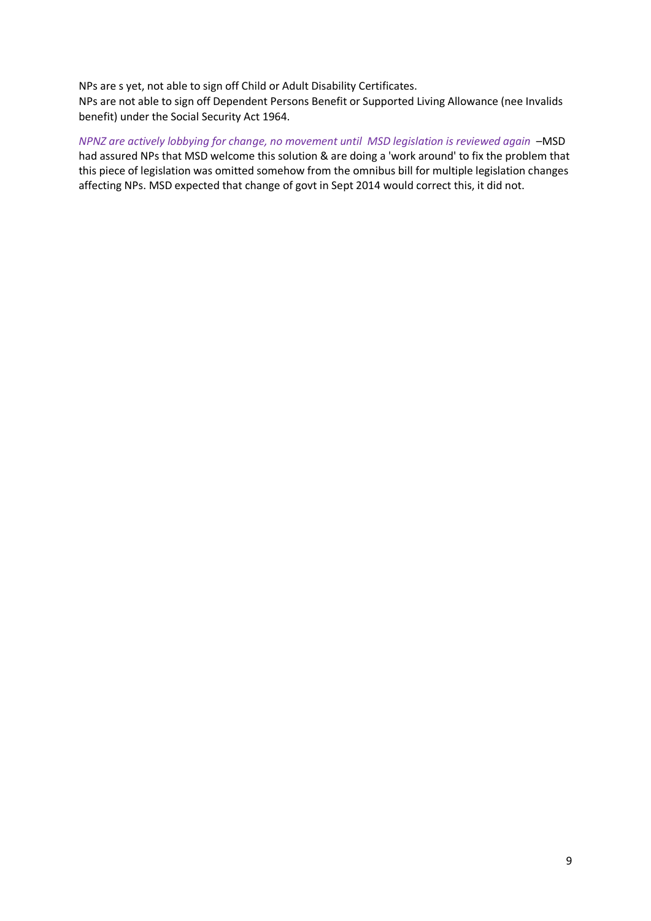NPs are s yet, not able to sign off Child or Adult Disability Certificates.
NPs are not able to sign off Dependent Persons Benefit or Supported Living Allowance (nee Invalids benefit) under the Social Security Act 1964.

*NPNZ are actively lobbying for change, no movement until MSD legislation is reviewed again* –MSD had assured NPs that MSD welcome this solution & are doing a 'work around' to fix the problem that this piece of legislation was omitted somehow from the omnibus bill for multiple legislation changes affecting NPs. MSD expected that change of govt in Sept 2014 would correct this, it did not.